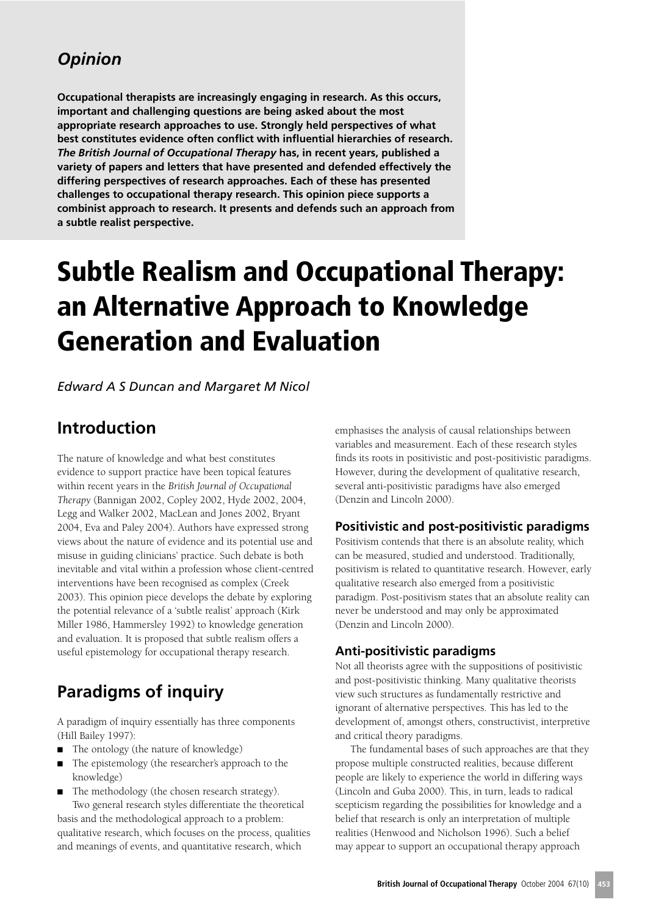*Opinion*

**Occupational therapists are increasingly engaging in research. As this occurs, important and challenging questions are being asked about the most appropriate research approaches to use. Strongly held perspectives of what best constitutes evidence often conflict with influential hierarchies of research. *The British Journal of Occupational Therapy* has, in recent years, published a variety of papers and letters that have presented and defended effectively the differing perspectives of research approaches. Each of these has presented challenges to occupational therapy research. This opinion piece supports a combinist approach to research. It presents and defends such an approach from a subtle realist perspective.**

# Subtle Realism and Occupational Therapy: an Alternative Approach to Knowledge Generation and Evaluation

*Edward A S Duncan and Margaret M Nicol*

## Introduction

The nature of knowledge and what best constitutes evidence to support practice have been topical features within recent years in the *British Journal of Occupational Therapy* (Bannigan 2002, Copley 2002, Hyde 2002, 2004, Legg and Walker 2002, MacLean and Jones 2002, Bryant 2004, Eva and Paley 2004). Authors have expressed strong views about the nature of evidence and its potential use and misuse in guiding clinicians' practice. Such debate is both inevitable and vital within a profession whose client-centred interventions have been recognised as complex (Creek 2003). This opinion piece develops the debate by exploring the potential relevance of a 'subtle realist' approach (Kirk Miller 1986, Hammersley 1992) to knowledge generation and evaluation. It is proposed that subtle realism offers a useful epistemology for occupational therapy research.

## Paradigms of inquiry

A paradigm of inquiry essentially has three components (Hill Bailey 1997):

- The ontology (the nature of knowledge)
- The epistemology (the researcher's approach to the knowledge)
- The methodology (the chosen research strategy).

Two general research styles differentiate the theoretical basis and the methodological approach to a problem: qualitative research, which focuses on the process, qualities and meanings of events, and quantitative research, which emphasises the analysis of causal relationships between variables and measurement. Each of these research styles finds its roots in positivistic and post-positivistic paradigms. However, during the development of qualitative research, several anti-positivistic paradigms have also emerged (Denzin and Lincoln 2000).

### Positivistic and post-positivistic paradigms

Positivism contends that there is an absolute reality, which can be measured, studied and understood. Traditionally, positivism is related to quantitative research. However, early qualitative research also emerged from a positivistic paradigm. Post-positivism states that an absolute reality can never be understood and may only be approximated (Denzin and Lincoln 2000).

### Anti-positivistic paradigms

Not all theorists agree with the suppositions of positivistic and post-positivistic thinking. Many qualitative theorists view such structures as fundamentally restrictive and ignorant of alternative perspectives. This has led to the development of, amongst others, constructivist, interpretive and critical theory paradigms.

The fundamental bases of such approaches are that they propose multiple constructed realities, because different people are likely to experience the world in differing ways (Lincoln and Guba 2000). This, in turn, leads to radical scepticism regarding the possibilities for knowledge and a belief that research is only an interpretation of multiple realities (Henwood and Nicholson 1996). Such a belief may appear to support an occupational therapy approach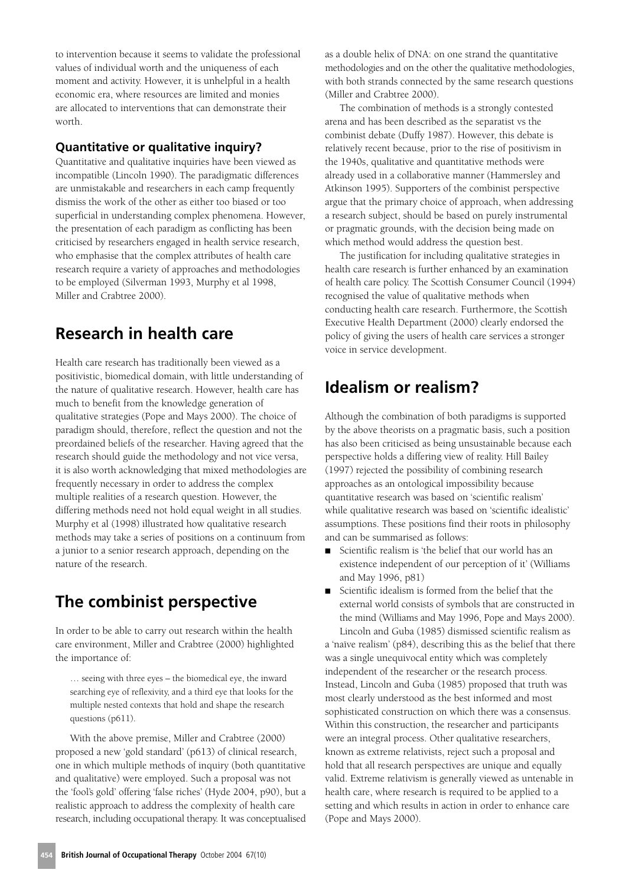to intervention because it seems to validate the professional values of individual worth and the uniqueness of each moment and activity. However, it is unhelpful in a health economic era, where resources are limited and monies are allocated to interventions that can demonstrate their worth.

### Quantitative or qualitative inquiry?

Quantitative and qualitative inquiries have been viewed as incompatible (Lincoln 1990). The paradigmatic differences are unmistakable and researchers in each camp frequently dismiss the work of the other as either too biased or too superficial in understanding complex phenomena. However, the presentation of each paradigm as conflicting has been criticised by researchers engaged in health service research, who emphasise that the complex attributes of health care research require a variety of approaches and methodologies to be employed (Silverman 1993, Murphy et al 1998, Miller and Crabtree 2000).

## Research in health care

Health care research has traditionally been viewed as a positivistic, biomedical domain, with little understanding of the nature of qualitative research. However, health care has much to benefit from the knowledge generation of qualitative strategies (Pope and Mays 2000). The choice of paradigm should, therefore, reflect the question and not the preordained beliefs of the researcher. Having agreed that the research should guide the methodology and not vice versa, it is also worth acknowledging that mixed methodologies are frequently necessary in order to address the complex multiple realities of a research question. However, the differing methods need not hold equal weight in all studies. Murphy et al (1998) illustrated how qualitative research methods may take a series of positions on a continuum from a junior to a senior research approach, depending on the nature of the research.

## The combinist perspective

In order to be able to carry out research within the health care environment, Miller and Crabtree (2000) highlighted the importance of:

> … seeing with three eyes – the biomedical eye, the inward searching eye of reflexivity, and a third eye that looks for the multiple nested contexts that hold and shape the research questions (p611).

With the above premise, Miller and Crabtree (2000) proposed a new 'gold standard' (p613) of clinical research, one in which multiple methods of inquiry (both quantitative and qualitative) were employed. Such a proposal was not the 'fool's gold' offering 'false riches' (Hyde 2004, p90), but a realistic approach to address the complexity of health care research, including occupational therapy. It was conceptualised as a double helix of DNA: on one strand the quantitative methodologies and on the other the qualitative methodologies, with both strands connected by the same research questions (Miller and Crabtree 2000).

The combination of methods is a strongly contested arena and has been described as the separatist vs the combinist debate (Duffy 1987). However, this debate is relatively recent because, prior to the rise of positivism in the 1940s, qualitative and quantitative methods were already used in a collaborative manner (Hammersley and Atkinson 1995). Supporters of the combinist perspective argue that the primary choice of approach, when addressing a research subject, should be based on purely instrumental or pragmatic grounds, with the decision being made on which method would address the question best.

The justification for including qualitative strategies in health care research is further enhanced by an examination of health care policy. The Scottish Consumer Council (1994) recognised the value of qualitative methods when conducting health care research. Furthermore, the Scottish Executive Health Department (2000) clearly endorsed the policy of giving the users of health care services a stronger voice in service development.

## Idealism or realism?

Although the combination of both paradigms is supported by the above theorists on a pragmatic basis, such a position has also been criticised as being unsustainable because each perspective holds a differing view of reality. Hill Bailey (1997) rejected the possibility of combining research approaches as an ontological impossibility because quantitative research was based on 'scientific realism' while qualitative research was based on 'scientific idealistic' assumptions. These positions find their roots in philosophy and can be summarised as follows:

- Scientific realism is 'the belief that our world has an existence independent of our perception of it' (Williams and May 1996, p81)
- Scientific idealism is formed from the belief that the external world consists of symbols that are constructed in the mind (Williams and May 1996, Pope and Mays 2000).

Lincoln and Guba (1985) dismissed scientific realism as a 'naïve realism' (p84), describing this as the belief that there was a single unequivocal entity which was completely independent of the researcher or the research process. Instead, Lincoln and Guba (1985) proposed that truth was most clearly understood as the best informed and most sophisticated construction on which there was a consensus. Within this construction, the researcher and participants were an integral process. Other qualitative researchers, known as extreme relativists, reject such a proposal and hold that all research perspectives are unique and equally valid. Extreme relativism is generally viewed as untenable in health care, where research is required to be applied to a setting and which results in action in order to enhance care (Pope and Mays 2000).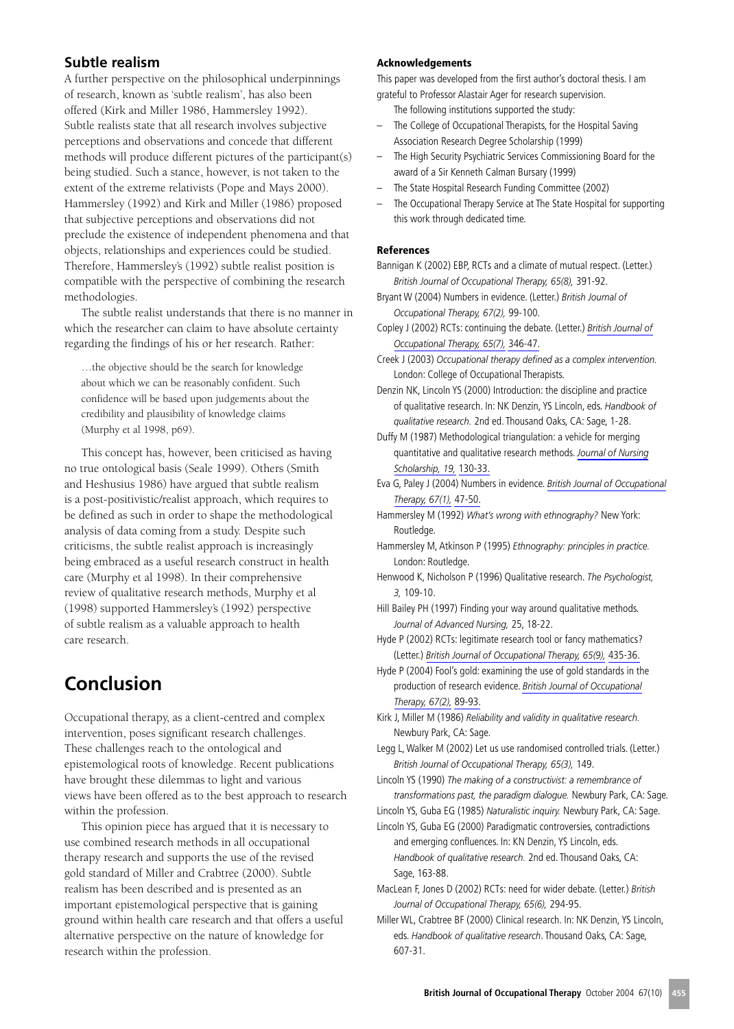## Subtle realism

A further perspective on the philosophical underpinnings of research, known as 'subtle realism', has also been offered (Kirk and Miller 1986, Hammersley 1992). Subtle realists state that all research involves subjective perceptions and observations and concede that different methods will produce different pictures of the participant(s) being studied. Such a stance, however, is not taken to the extent of the extreme relativists (Pope and Mays 2000). Hammersley (1992) and Kirk and Miller (1986) proposed that subjective perceptions and observations did not preclude the existence of independent phenomena and that objects, relationships and experiences could be studied. Therefore, Hammersley's (1992) subtle realist position is compatible with the perspective of combining the research methodologies.

The subtle realist understands that there is no manner in which the researcher can claim to have absolute certainty regarding the findings of his or her research. Rather:

> …the objective should be the search for knowledge about which we can be reasonably confident. Such confidence will be based upon judgements about the credibility and plausibility of knowledge claims (Murphy et al 1998, p69).

This concept has, however, been criticised as having no true ontological basis (Seale 1999). Others (Smith and Heshusius 1986) have argued that subtle realism is a post-positivistic/realist approach, which requires to be defined as such in order to shape the methodological analysis of data coming from a study. Despite such criticisms, the subtle realist approach is increasingly being embraced as a useful research construct in health care (Murphy et al 1998). In their comprehensive review of qualitative research methods, Murphy et al (1998) supported Hammersley's (1992) perspective of subtle realism as a valuable approach to health care research.

# Conclusion

Occupational therapy, as a client-centred and complex intervention, poses significant research challenges. These challenges reach to the ontological and epistemological roots of knowledge. Recent publications have brought these dilemmas to light and various views have been offered as to the best approach to research within the profession.

This opinion piece has argued that it is necessary to use combined research methods in all occupational therapy research and supports the use of the revised gold standard of Miller and Crabtree (2000). Subtle realism has been described and is presented as an important epistemological perspective that is gaining ground within health care research and that offers a useful alternative perspective on the nature of knowledge for research within the profession.

### Acknowledgements

This paper was developed from the first author's doctoral thesis. I am grateful to Professor Alastair Ager for research supervision.

The following institutions supported the study:

- The College of Occupational Therapists, for the Hospital Saving Association Research Degree Scholarship (1999)
- The High Security Psychiatric Services Commissioning Board for the award of a Sir Kenneth Calman Bursary (1999)
- The State Hospital Research Funding Committee (2002)
- The Occupational Therapy Service at The State Hospital for supporting this work through dedicated time.

### References

Bannigan K (2002) EBP, RCTs and a climate of mutual respect. (Letter.) *British Journal of Occupational Therapy, 65(8),* 391-92.

Bryant W (2004) Numbers in evidence. (Letter.) *British Journal of Occupational Therapy, 67(2),* 99-100.

Copley J (2002) RCTs: continuing the debate. (Letter.) *British Journal of Occupational Therapy, 65(7),* 346-47.

Creek J (2003) *Occupational therapy defined as a complex intervention.* London: College of Occupational Therapists.

Denzin NK, Lincoln YS (2000) Introduction: the discipline and practice of qualitative research. In: NK Denzin, YS Lincoln, eds. *Handbook of qualitative research.* 2nd ed. Thousand Oaks, CA: Sage, 1-28.

Duffy M (1987) Methodological triangulation: a vehicle for merging quantitative and qualitative research methods. *Journal of Nursing Scholarship, 19,* 130-33.

Eva G, Paley J (2004) Numbers in evidence. *British Journal of Occupational Therapy, 67(1),* 47-50.

Hammersley M (1992) *What's wrong with ethnography?* New York: Routledge.

Hammersley M, Atkinson P (1995) *Ethnography: principles in practice.* London: Routledge.

Henwood K, Nicholson P (1996) Qualitative research. *The Psychologist, 3,* 109-10.

Hill Bailey PH (1997) Finding your way around qualitative methods. *Journal of Advanced Nursing,* 25, 18-22.

Hyde P (2002) RCTs: legitimate research tool or fancy mathematics? (Letter.) *British Journal of Occupational Therapy, 65(9),* 435-36.

Hyde P (2004) Fool's gold: examining the use of gold standards in the production of research evidence. *British Journal of Occupational Therapy, 67(2),* 89-93.

Kirk J, Miller M (1986) *Reliability and validity in qualitative research.* Newbury Park, CA: Sage.

Legg L, Walker M (2002) Let us use randomised controlled trials. (Letter.) *British Journal of Occupational Therapy, 65(3),* 149.

Lincoln YS (1990) *The making of a constructivist: a remembrance of transformations past, the paradigm dialogue.* Newbury Park, CA: Sage.

Lincoln YS, Guba EG (1985) *Naturalistic inquiry.* Newbury Park, CA: Sage.

Lincoln YS, Guba EG (2000) Paradigmatic controversies, contradictions and emerging confluences. In: KN Denzin, YS Lincoln, eds. *Handbook of qualitative research.* 2nd ed. Thousand Oaks, CA: Sage, 163-88.

MacLean F, Jones D (2002) RCTs: need for wider debate. (Letter.) *British Journal of Occupational Therapy, 65(6),* 294-95.

Miller WL, Crabtree BF (2000) Clinical research. In: NK Denzin, YS Lincoln, eds. *Handbook of qualitative research*. Thousand Oaks, CA: Sage, 607-31.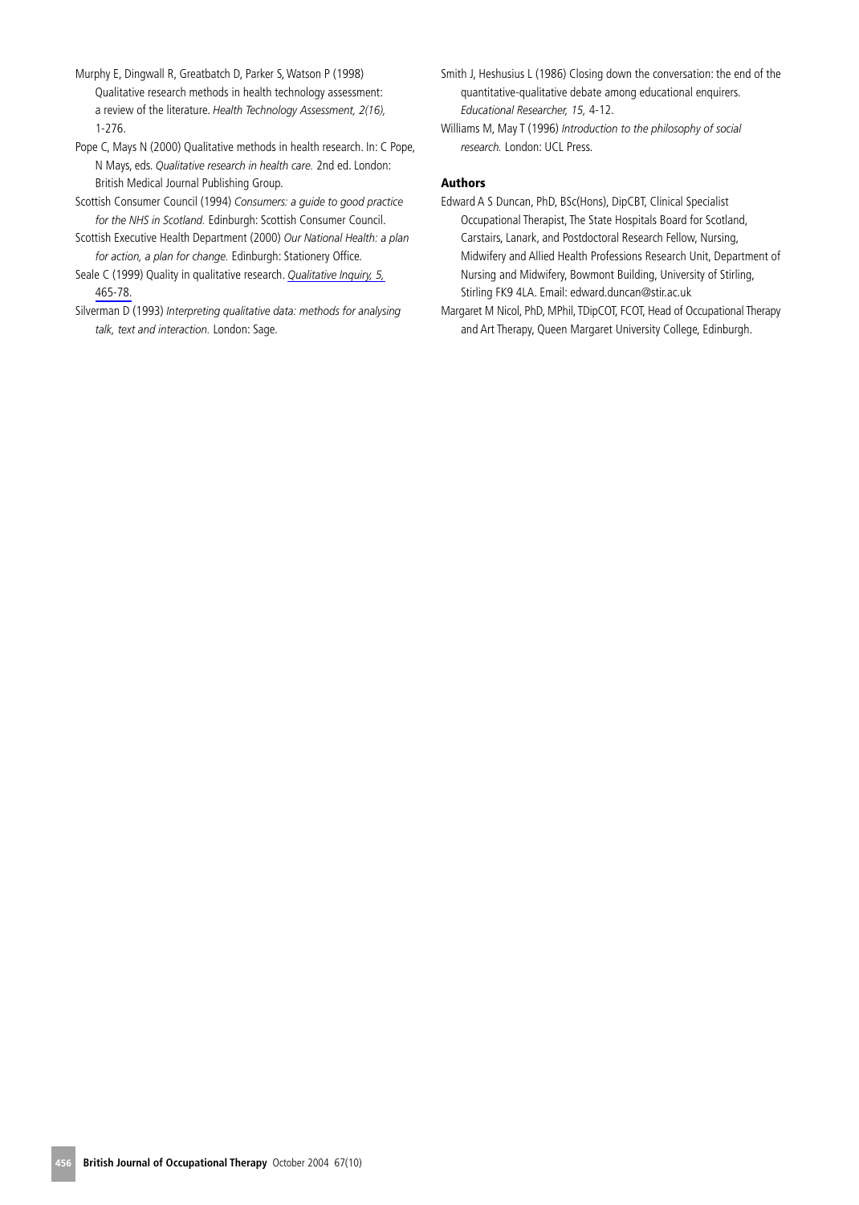Murphy E, Dingwall R, Greatbatch D, Parker S, Watson P (1998) Qualitative research methods in health technology assessment: a review of the literature. *Health Technology Assessment, 2(16),* 1-276.

Pope C, Mays N (2000) Qualitative methods in health research. In: C Pope, N Mays, eds. *Qualitative research in health care.* 2nd ed. London: British Medical Journal Publishing Group.

Scottish Consumer Council (1994) *Consumers: a guide to good practice for the NHS in Scotland.* Edinburgh: Scottish Consumer Council.

Scottish Executive Health Department (2000) *Our National Health: a plan for action, a plan for change.* Edinburgh: Stationery Office.

Seale C (1999) Quality in qualitative research. *Qualitative Inquiry, 5,* 465-78.

Silverman D (1993) *Interpreting qualitative data: methods for analysing talk, text and interaction.* London: Sage.

Smith J, Heshusius L (1986) Closing down the conversation: the end of the quantitative-qualitative debate among educational enquirers. *Educational Researcher, 15,* 4-12.

Williams M, May T (1996) *Introduction to the philosophy of social research.* London: UCL Press.

## Authors

Edward A S Duncan, PhD, BSc(Hons), DipCBT, Clinical Specialist Occupational Therapist, The State Hospitals Board for Scotland, Carstairs, Lanark, and Postdoctoral Research Fellow, Nursing, Midwifery and Allied Health Professions Research Unit, Department of Nursing and Midwifery, Bowmont Building, University of Stirling, Stirling FK9 4LA. Email: edward.duncan@stir.ac.uk

Margaret M Nicol, PhD, MPhil, TDipCOT, FCOT, Head of Occupational Therapy and Art Therapy, Queen Margaret University College, Edinburgh.